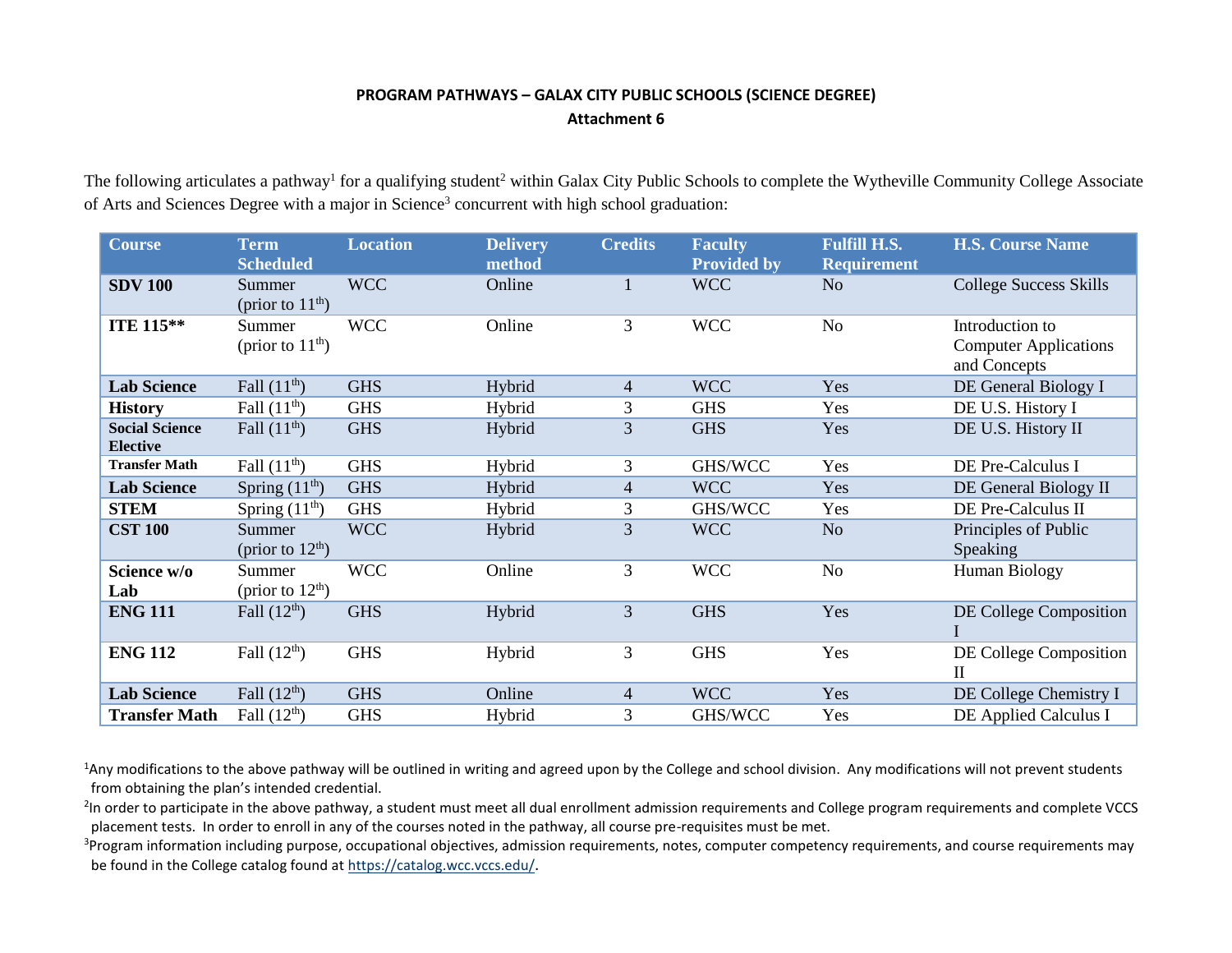**PROGRAM PATHWAYS – GALAX CITY PUBLIC SCHOOLS (SCIENCE DEGREE)**

**Attachment 6**

The following articulates a pathway[1] for a qualifying student[2] within Galax City Public Schools to complete the Wytheville Community College Associate of Arts and Sciences Degree with a major in Science[3] concurrent with high school graduation:

| Course | Term Scheduled | Location | Delivery method | Credits | Faculty Provided by | Fulfill H.S. Requirement | H.S. Course Name |
|---|---|---|---|---|---|---|---|
| **SDV 100** | Summer (prior to 11th) | WCC | Online | 1 | WCC | No | College Success Skills |
| **ITE 115**** | Summer (prior to 11th) | WCC | Online | 3 | WCC | No | Introduction to Computer Applications and Concepts |
| **Lab Science** | Fall (11th) | GHS | Hybrid | 4 | WCC | Yes | DE General Biology I |
| **History** | Fall (11th) | GHS | Hybrid | 3 | GHS | Yes | DE U.S. History I |
| **Social Science Elective** | Fall (11th) | GHS | Hybrid | 3 | GHS | Yes | DE U.S. History II |
| **Transfer Math** | Fall (11th) | GHS | Hybrid | 3 | GHS/WCC | Yes | DE Pre-Calculus I |
| **Lab Science** | Spring (11th) | GHS | Hybrid | 4 | WCC | Yes | DE General Biology II |
| **STEM** | Spring (11th) | GHS | Hybrid | 3 | GHS/WCC | Yes | DE Pre-Calculus II |
| **CST 100** | Summer (prior to 12th) | WCC | Hybrid | 3 | WCC | No | Principles of Public Speaking |
| **Science w/o Lab** | Summer (prior to 12th) | WCC | Online | 3 | WCC | No | Human Biology |
| **ENG 111** | Fall (12th) | GHS | Hybrid | 3 | GHS | Yes | DE College Composition I |
| **ENG 112** | Fall (12th) | GHS | Hybrid | 3 | GHS | Yes | DE College Composition II |
| **Lab Science** | Fall (12th) | GHS | Online | 4 | WCC | Yes | DE College Chemistry I |
| **Transfer Math** | Fall (12th) | GHS | Hybrid | 3 | GHS/WCC | Yes | DE Applied Calculus I |

[1]Any modifications to the above pathway will be outlined in writing and agreed upon by the College and school division. Any modifications will not prevent students from obtaining the plan's intended credential.

[2]In order to participate in the above pathway, a student must meet all dual enrollment admission requirements and College program requirements and complete VCCS placement tests. In order to enroll in any of the courses noted in the pathway, all course pre-requisites must be met.

[3]Program information including purpose, occupational objectives, admission requirements, notes, computer competency requirements, and course requirements may be found in the College catalog found at https://catalog.wcc.vccs.edu/.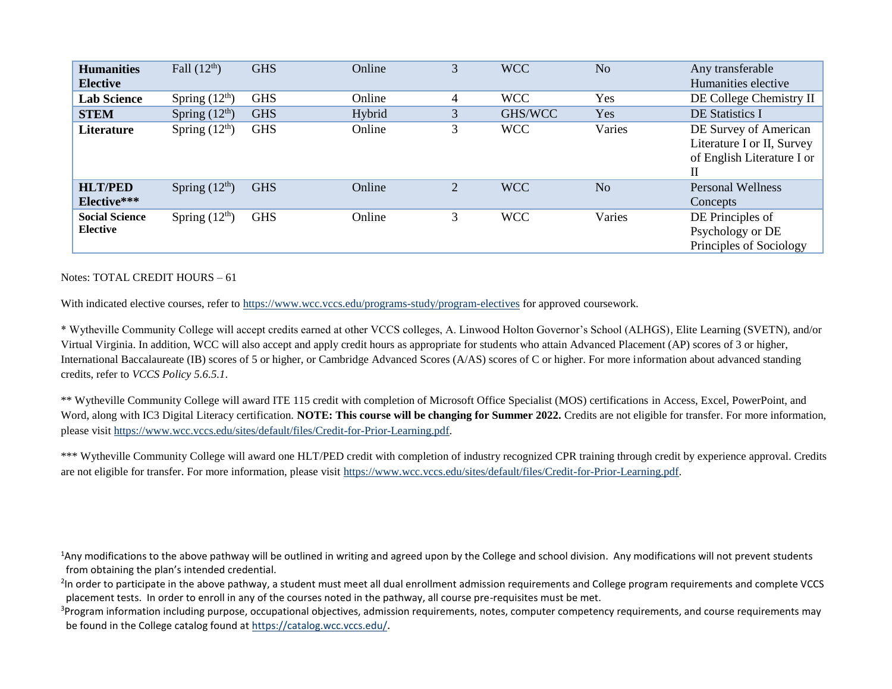| | | | | | | | |
|---|---|---|---|---|---|---|---|
| **Humanities Elective** | Fall (12th) | GHS | Online | 3 | WCC | No | Any transferable Humanities elective |
| **Lab Science** | Spring (12th) | GHS | Online | 4 | WCC | Yes | DE College Chemistry II |
| **STEM** | Spring (12th) | GHS | Hybrid | 3 | GHS/WCC | Yes | DE Statistics I |
| **Literature** | Spring (12th) | GHS | Online | 3 | WCC | Varies | DE Survey of American Literature I or II, Survey of English Literature I or II |
| **HLT/PED Elective*** ** | Spring (12th) | GHS | Online | 2 | WCC | No | Personal Wellness Concepts |
| **Social Science Elective** | Spring (12th) | GHS | Online | 3 | WCC | Varies | DE Principles of Psychology or DE Principles of Sociology |

Notes: TOTAL CREDIT HOURS – 61

With indicated elective courses, refer to https://www.wcc.vccs.edu/programs-study/program-electives for approved coursework.

* Wytheville Community College will accept credits earned at other VCCS colleges, A. Linwood Holton Governor's School (ALHGS), Elite Learning (SVETN), and/or Virtual Virginia. In addition, WCC will also accept and apply credit hours as appropriate for students who attain Advanced Placement (AP) scores of 3 or higher, International Baccalaureate (IB) scores of 5 or higher, or Cambridge Advanced Scores (A/AS) scores of C or higher. For more information about advanced standing credits, refer to *VCCS Policy 5.6.5.1*.

** Wytheville Community College will award ITE 115 credit with completion of Microsoft Office Specialist (MOS) certifications in Access, Excel, PowerPoint, and Word, along with IC3 Digital Literacy certification. **NOTE: This course will be changing for Summer 2022.** Credits are not eligible for transfer. For more information, please visit https://www.wcc.vccs.edu/sites/default/files/Credit-for-Prior-Learning.pdf.

*** Wytheville Community College will award one HLT/PED credit with completion of industry recognized CPR training through credit by experience approval. Credits are not eligible for transfer. For more information, please visit https://www.wcc.vccs.edu/sites/default/files/Credit-for-Prior-Learning.pdf.

[1]Any modifications to the above pathway will be outlined in writing and agreed upon by the College and school division. Any modifications will not prevent students from obtaining the plan's intended credential.

[2]In order to participate in the above pathway, a student must meet all dual enrollment admission requirements and College program requirements and complete VCCS placement tests. In order to enroll in any of the courses noted in the pathway, all course pre-requisites must be met.

[3]Program information including purpose, occupational objectives, admission requirements, notes, computer competency requirements, and course requirements may be found in the College catalog found at https://catalog.wcc.vccs.edu/.